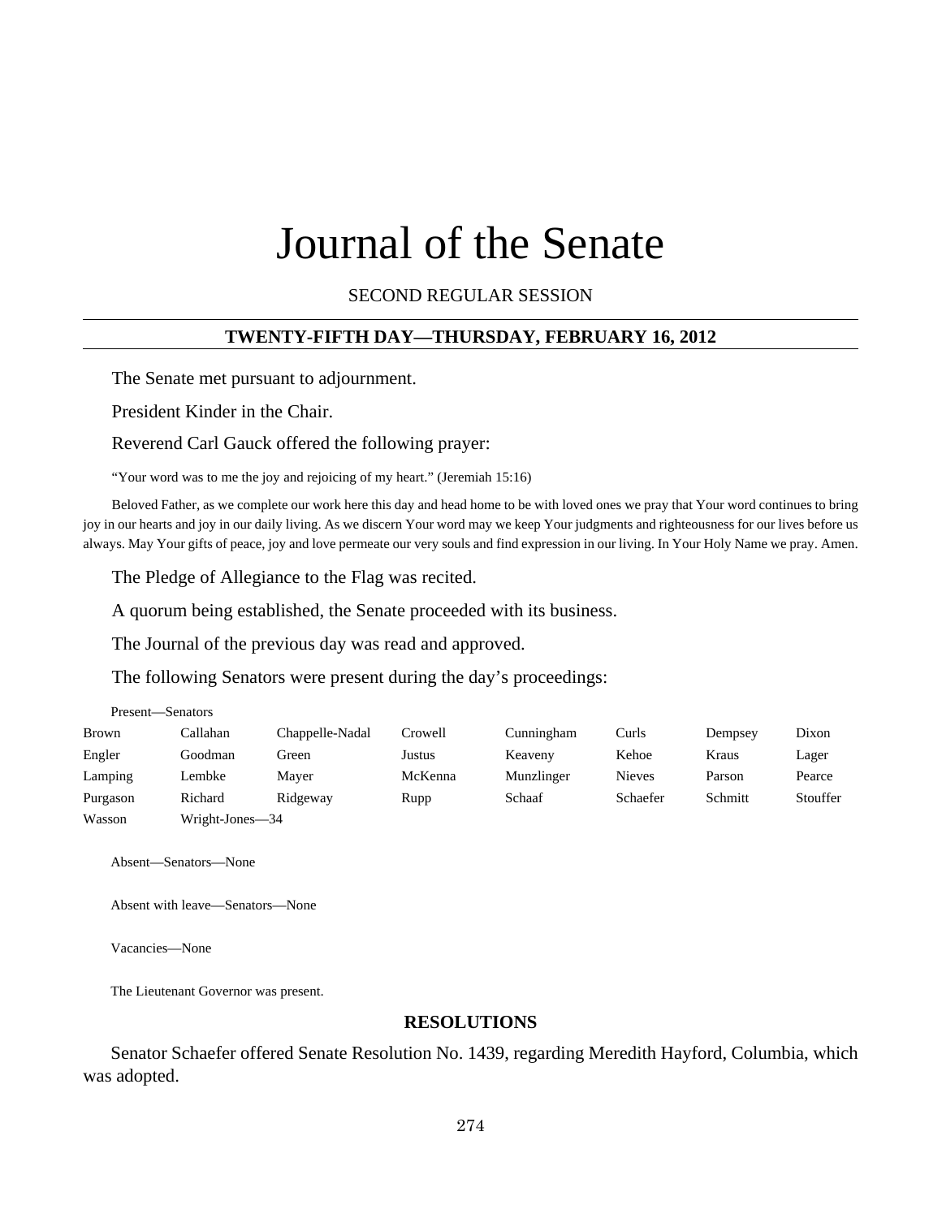# Journal of the Senate

SECOND REGULAR SESSION

## TWENTY-FIFTH DAY—THURSDAY, FEBRUARY 16, 2012

The Senate met pursuant to adjournment.

President Kinder in the Chair.

Reverend Carl Gauck offered the following prayer:

"Your word was to me the joy and rejoicing of my heart." (Jeremiah 15:16)

Beloved Father, as we complete our work here this day and head home to be with loved ones we pray that Your word continues to bring joy in our hearts and joy in our daily living. As we discern Your word may we keep Your judgments and righteousness for our lives before us always. May Your gifts of peace, joy and love permeate our very souls and find expression in our living. In Your Holy Name we pray. Amen.

The Pledge of Allegiance to the Flag was recited.

A quorum being established, the Senate proceeded with its business.

The Journal of the previous day was read and approved.

The following Senators were present during the day's proceedings:

Present—Senators

| | | | | | | | |
|---|---|---|---|---|---|---|---|
| Brown | Callahan | Chappelle-Nadal | Crowell | Cunningham | Curls | Dempsey | Dixon |
| Engler | Goodman | Green | Justus | Keaveny | Kehoe | Kraus | Lager |
| Lamping | Lembke | Mayer | McKenna | Munzlinger | Nieves | Parson | Pearce |
| Purgason | Richard | Ridgeway | Rupp | Schaaf | Schaefer | Schmitt | Stouffer |
| Wasson | Wright-Jones—34 | | | | | | |

Absent—Senators—None

Absent with leave—Senators—None

Vacancies—None

The Lieutenant Governor was present.

## RESOLUTIONS

Senator Schaefer offered Senate Resolution No. 1439, regarding Meredith Hayford, Columbia, which was adopted.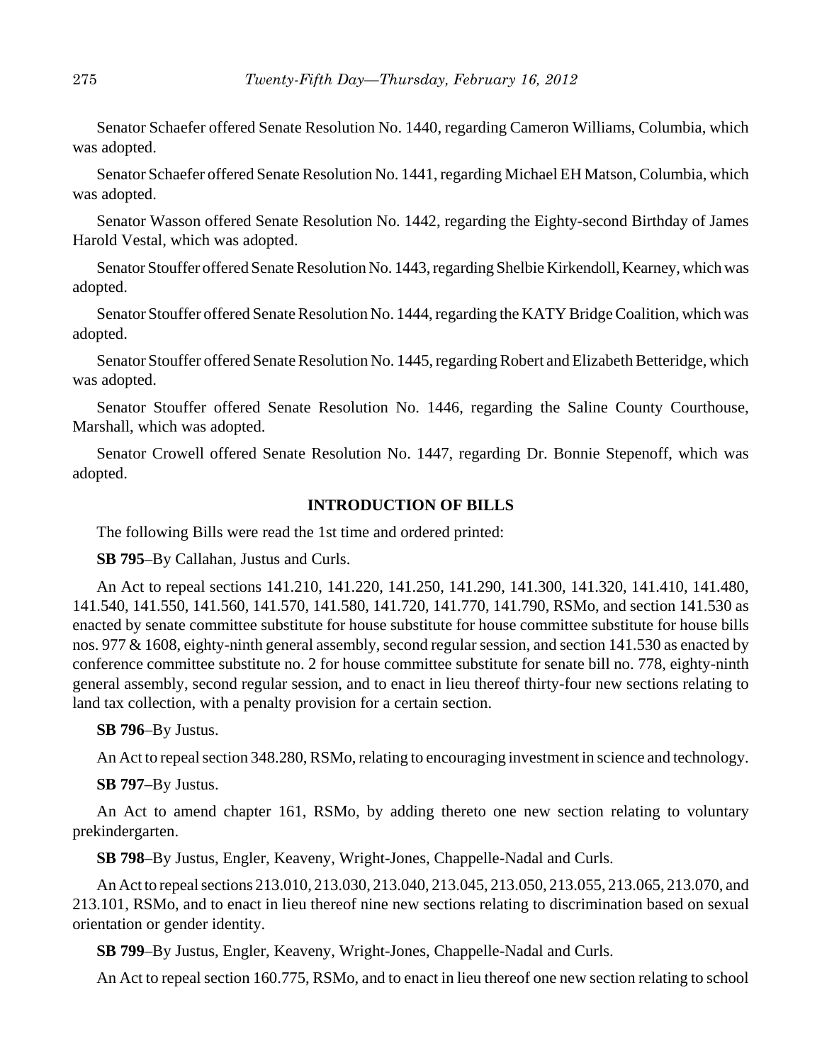Senator Schaefer offered Senate Resolution No. 1440, regarding Cameron Williams, Columbia, which was adopted.

Senator Schaefer offered Senate Resolution No. 1441, regarding Michael EH Matson, Columbia, which was adopted.

Senator Wasson offered Senate Resolution No. 1442, regarding the Eighty-second Birthday of James Harold Vestal, which was adopted.

Senator Stouffer offered Senate Resolution No. 1443, regarding Shelbie Kirkendoll, Kearney, which was adopted.

Senator Stouffer offered Senate Resolution No. 1444, regarding the KATY Bridge Coalition, which was adopted.

Senator Stouffer offered Senate Resolution No. 1445, regarding Robert and Elizabeth Betteridge, which was adopted.

Senator Stouffer offered Senate Resolution No. 1446, regarding the Saline County Courthouse, Marshall, which was adopted.

Senator Crowell offered Senate Resolution No. 1447, regarding Dr. Bonnie Stepenoff, which was adopted.

## INTRODUCTION OF BILLS

The following Bills were read the 1st time and ordered printed:

**SB 795**–By Callahan, Justus and Curls.

An Act to repeal sections 141.210, 141.220, 141.250, 141.290, 141.300, 141.320, 141.410, 141.480, 141.540, 141.550, 141.560, 141.570, 141.580, 141.720, 141.770, 141.790, RSMo, and section 141.530 as enacted by senate committee substitute for house substitute for house committee substitute for house bills nos. 977 & 1608, eighty-ninth general assembly, second regular session, and section 141.530 as enacted by conference committee substitute no. 2 for house committee substitute for senate bill no. 778, eighty-ninth general assembly, second regular session, and to enact in lieu thereof thirty-four new sections relating to land tax collection, with a penalty provision for a certain section.

**SB 796**–By Justus.

An Act to repeal section 348.280, RSMo, relating to encouraging investment in science and technology.

**SB 797**–By Justus.

An Act to amend chapter 161, RSMo, by adding thereto one new section relating to voluntary prekindergarten.

**SB 798**–By Justus, Engler, Keaveny, Wright-Jones, Chappelle-Nadal and Curls.

An Act to repeal sections 213.010, 213.030, 213.040, 213.045, 213.050, 213.055, 213.065, 213.070, and 213.101, RSMo, and to enact in lieu thereof nine new sections relating to discrimination based on sexual orientation or gender identity.

**SB 799**–By Justus, Engler, Keaveny, Wright-Jones, Chappelle-Nadal and Curls.

An Act to repeal section 160.775, RSMo, and to enact in lieu thereof one new section relating to school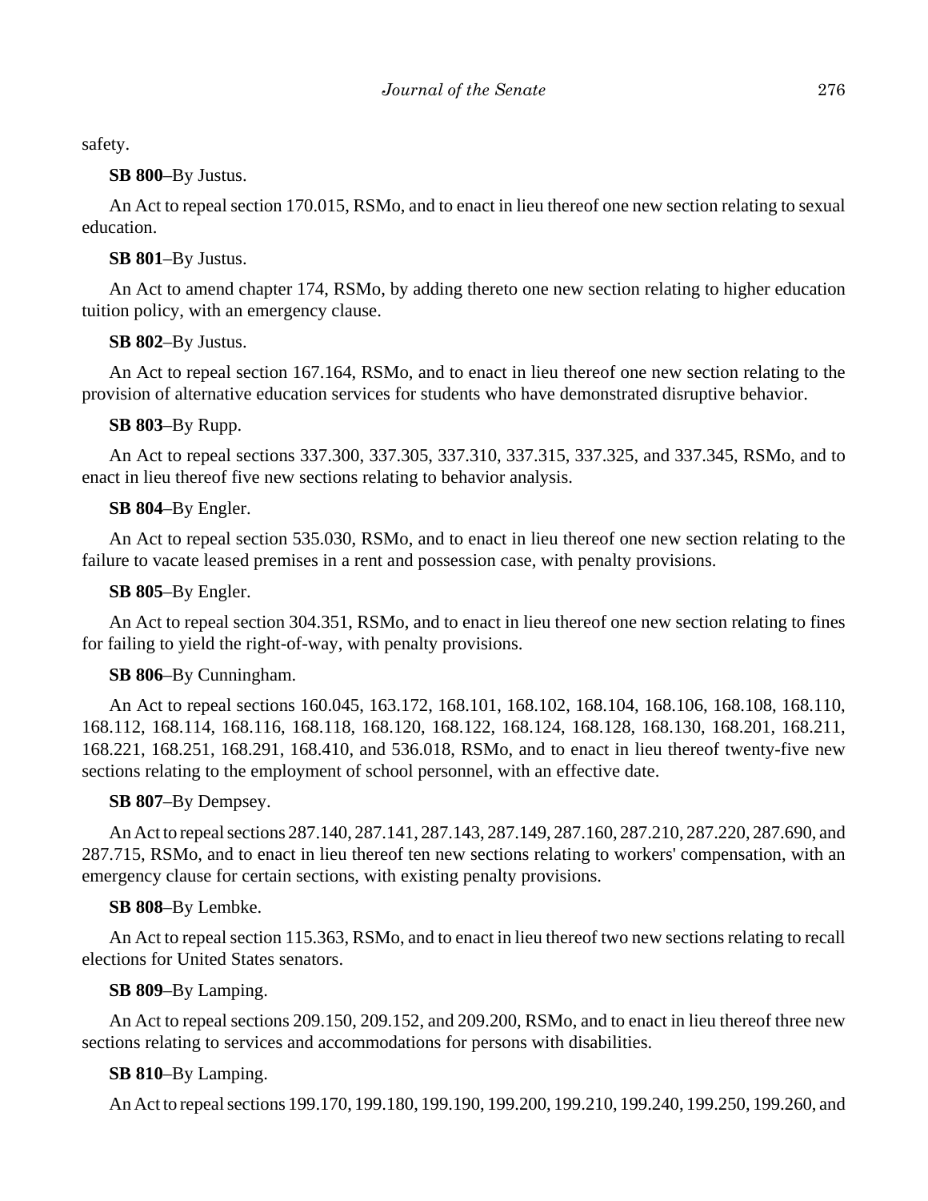safety.

**SB 800**–By Justus.

An Act to repeal section 170.015, RSMo, and to enact in lieu thereof one new section relating to sexual education.

**SB 801**–By Justus.

An Act to amend chapter 174, RSMo, by adding thereto one new section relating to higher education tuition policy, with an emergency clause.

**SB 802**–By Justus.

An Act to repeal section 167.164, RSMo, and to enact in lieu thereof one new section relating to the provision of alternative education services for students who have demonstrated disruptive behavior.

**SB 803**–By Rupp.

An Act to repeal sections 337.300, 337.305, 337.310, 337.315, 337.325, and 337.345, RSMo, and to enact in lieu thereof five new sections relating to behavior analysis.

**SB 804**–By Engler.

An Act to repeal section 535.030, RSMo, and to enact in lieu thereof one new section relating to the failure to vacate leased premises in a rent and possession case, with penalty provisions.

**SB 805**–By Engler.

An Act to repeal section 304.351, RSMo, and to enact in lieu thereof one new section relating to fines for failing to yield the right-of-way, with penalty provisions.

**SB 806**–By Cunningham.

An Act to repeal sections 160.045, 163.172, 168.101, 168.102, 168.104, 168.106, 168.108, 168.110, 168.112, 168.114, 168.116, 168.118, 168.120, 168.122, 168.124, 168.128, 168.130, 168.201, 168.211, 168.221, 168.251, 168.291, 168.410, and 536.018, RSMo, and to enact in lieu thereof twenty-five new sections relating to the employment of school personnel, with an effective date.

**SB 807**–By Dempsey.

An Act to repeal sections 287.140, 287.141, 287.143, 287.149, 287.160, 287.210, 287.220, 287.690, and 287.715, RSMo, and to enact in lieu thereof ten new sections relating to workers' compensation, with an emergency clause for certain sections, with existing penalty provisions.

**SB 808**–By Lembke.

An Act to repeal section 115.363, RSMo, and to enact in lieu thereof two new sections relating to recall elections for United States senators.

**SB 809**–By Lamping.

An Act to repeal sections 209.150, 209.152, and 209.200, RSMo, and to enact in lieu thereof three new sections relating to services and accommodations for persons with disabilities.

**SB 810**–By Lamping.

An Act to repeal sections 199.170, 199.180, 199.190, 199.200, 199.210, 199.240, 199.250, 199.260, and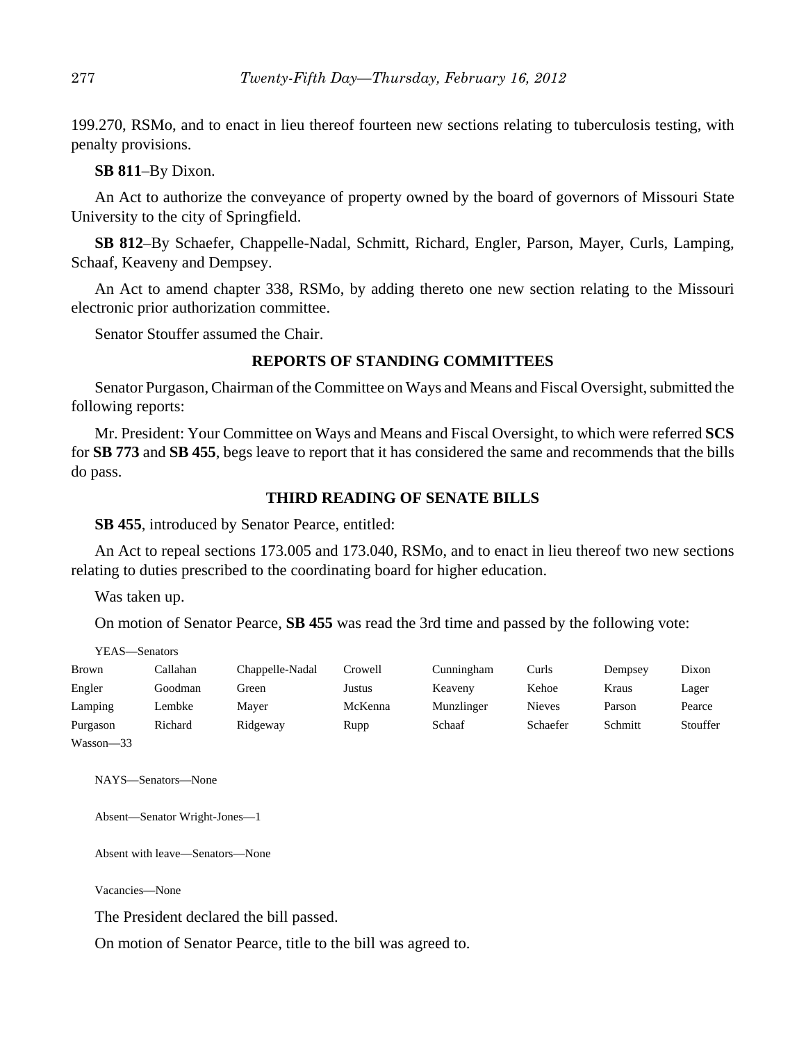199.270, RSMo, and to enact in lieu thereof fourteen new sections relating to tuberculosis testing, with penalty provisions.

**SB 811**–By Dixon.

An Act to authorize the conveyance of property owned by the board of governors of Missouri State University to the city of Springfield.

**SB 812**–By Schaefer, Chappelle-Nadal, Schmitt, Richard, Engler, Parson, Mayer, Curls, Lamping, Schaaf, Keaveny and Dempsey.

An Act to amend chapter 338, RSMo, by adding thereto one new section relating to the Missouri electronic prior authorization committee.

Senator Stouffer assumed the Chair.

## REPORTS OF STANDING COMMITTEES

Senator Purgason, Chairman of the Committee on Ways and Means and Fiscal Oversight, submitted the following reports:

Mr. President: Your Committee on Ways and Means and Fiscal Oversight, to which were referred **SCS** for **SB 773** and **SB 455**, begs leave to report that it has considered the same and recommends that the bills do pass.

## THIRD READING OF SENATE BILLS

**SB 455**, introduced by Senator Pearce, entitled:

An Act to repeal sections 173.005 and 173.040, RSMo, and to enact in lieu thereof two new sections relating to duties prescribed to the coordinating board for higher education.

Was taken up.

On motion of Senator Pearce, **SB 455** was read the 3rd time and passed by the following vote:

YEAS—Senators

| | | | | | | | |
|---|---|---|---|---|---|---|---|
| Brown | Callahan | Chappelle-Nadal | Crowell | Cunningham | Curls | Dempsey | Dixon |
| Engler | Goodman | Green | Justus | Keaveny | Kehoe | Kraus | Lager |
| Lamping | Lembke | Mayer | McKenna | Munzlinger | Nieves | Parson | Pearce |
| Purgason | Richard | Ridgeway | Rupp | Schaaf | Schaefer | Schmitt | Stouffer |
| Wasson—33 | | | | | | | |

NAYS—Senators—None

Absent—Senator Wright-Jones—1

Absent with leave—Senators—None

Vacancies—None

The President declared the bill passed.

On motion of Senator Pearce, title to the bill was agreed to.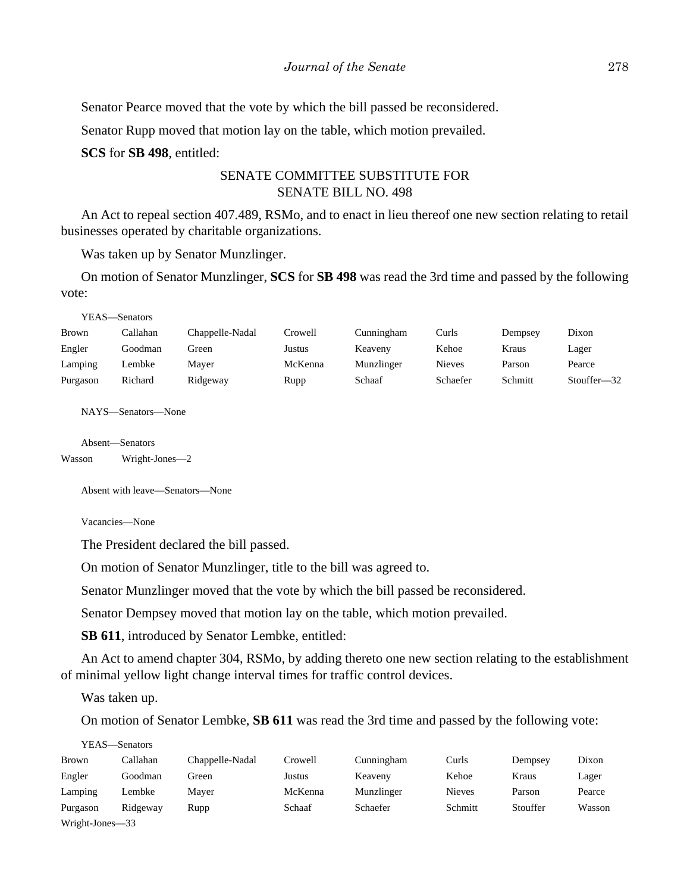Senator Pearce moved that the vote by which the bill passed be reconsidered.

Senator Rupp moved that motion lay on the table, which motion prevailed.

**SCS** for **SB 498**, entitled:

SENATE COMMITTEE SUBSTITUTE FOR
SENATE BILL NO. 498

An Act to repeal section 407.489, RSMo, and to enact in lieu thereof one new section relating to retail businesses operated by charitable organizations.

Was taken up by Senator Munzlinger.

On motion of Senator Munzlinger, **SCS** for **SB 498** was read the 3rd time and passed by the following vote:

YEAS—Senators

| | | | | | | | |
|---|---|---|---|---|---|---|---|
| Brown | Callahan | Chappelle-Nadal | Crowell | Cunningham | Curls | Dempsey | Dixon |
| Engler | Goodman | Green | Justus | Keaveny | Kehoe | Kraus | Lager |
| Lamping | Lembke | Mayer | McKenna | Munzlinger | Nieves | Parson | Pearce |
| Purgason | Richard | Ridgeway | Rupp | Schaaf | Schaefer | Schmitt | Stouffer—32 |

NAYS—Senators—None

Absent—Senators

Wasson Wright-Jones—2

Absent with leave—Senators—None

Vacancies—None

The President declared the bill passed.

On motion of Senator Munzlinger, title to the bill was agreed to.

Senator Munzlinger moved that the vote by which the bill passed be reconsidered.

Senator Dempsey moved that motion lay on the table, which motion prevailed.

**SB 611**, introduced by Senator Lembke, entitled:

An Act to amend chapter 304, RSMo, by adding thereto one new section relating to the establishment of minimal yellow light change interval times for traffic control devices.

Was taken up.

On motion of Senator Lembke, **SB 611** was read the 3rd time and passed by the following vote:

YEAS—Senators

| | | | | | | | |
|---|---|---|---|---|---|---|---|
| Brown | Callahan | Chappelle-Nadal | Crowell | Cunningham | Curls | Dempsey | Dixon |
| Engler | Goodman | Green | Justus | Keaveny | Kehoe | Kraus | Lager |
| Lamping | Lembke | Mayer | McKenna | Munzlinger | Nieves | Parson | Pearce |
| Purgason | Ridgeway | Rupp | Schaaf | Schaefer | Schmitt | Stouffer | Wasson |
| Wright-Jones—33 | | | | | | | |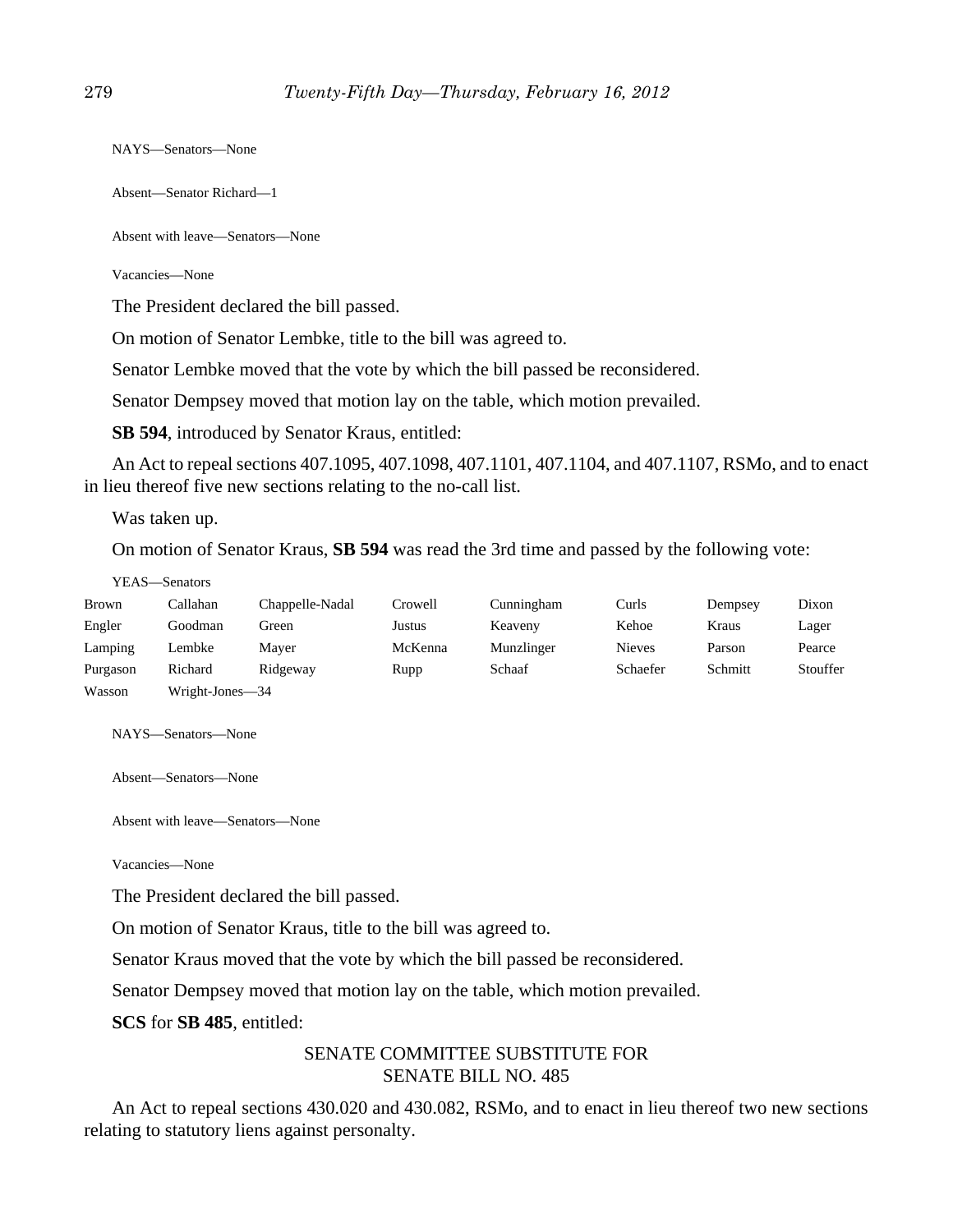NAYS—Senators—None

Absent—Senator Richard—1

Absent with leave—Senators—None

Vacancies—None

The President declared the bill passed.

On motion of Senator Lembke, title to the bill was agreed to.

Senator Lembke moved that the vote by which the bill passed be reconsidered.

Senator Dempsey moved that motion lay on the table, which motion prevailed.

**SB 594**, introduced by Senator Kraus, entitled:

An Act to repeal sections 407.1095, 407.1098, 407.1101, 407.1104, and 407.1107, RSMo, and to enact in lieu thereof five new sections relating to the no-call list.

Was taken up.

On motion of Senator Kraus, **SB 594** was read the 3rd time and passed by the following vote:

YEAS—Senators

| | | | | | | | |
|---|---|---|---|---|---|---|---|
| Brown | Callahan | Chappelle-Nadal | Crowell | Cunningham | Curls | Dempsey | Dixon |
| Engler | Goodman | Green | Justus | Keaveny | Kehoe | Kraus | Lager |
| Lamping | Lembke | Mayer | McKenna | Munzlinger | Nieves | Parson | Pearce |
| Purgason | Richard | Ridgeway | Rupp | Schaaf | Schaefer | Schmitt | Stouffer |
| Wasson | Wright-Jones—34 | | | | | | |

NAYS—Senators—None

Absent—Senators—None

Absent with leave—Senators—None

Vacancies—None

The President declared the bill passed.

On motion of Senator Kraus, title to the bill was agreed to.

Senator Kraus moved that the vote by which the bill passed be reconsidered.

Senator Dempsey moved that motion lay on the table, which motion prevailed.

**SCS** for **SB 485**, entitled:

SENATE COMMITTEE SUBSTITUTE FOR
SENATE BILL NO. 485

An Act to repeal sections 430.020 and 430.082, RSMo, and to enact in lieu thereof two new sections relating to statutory liens against personalty.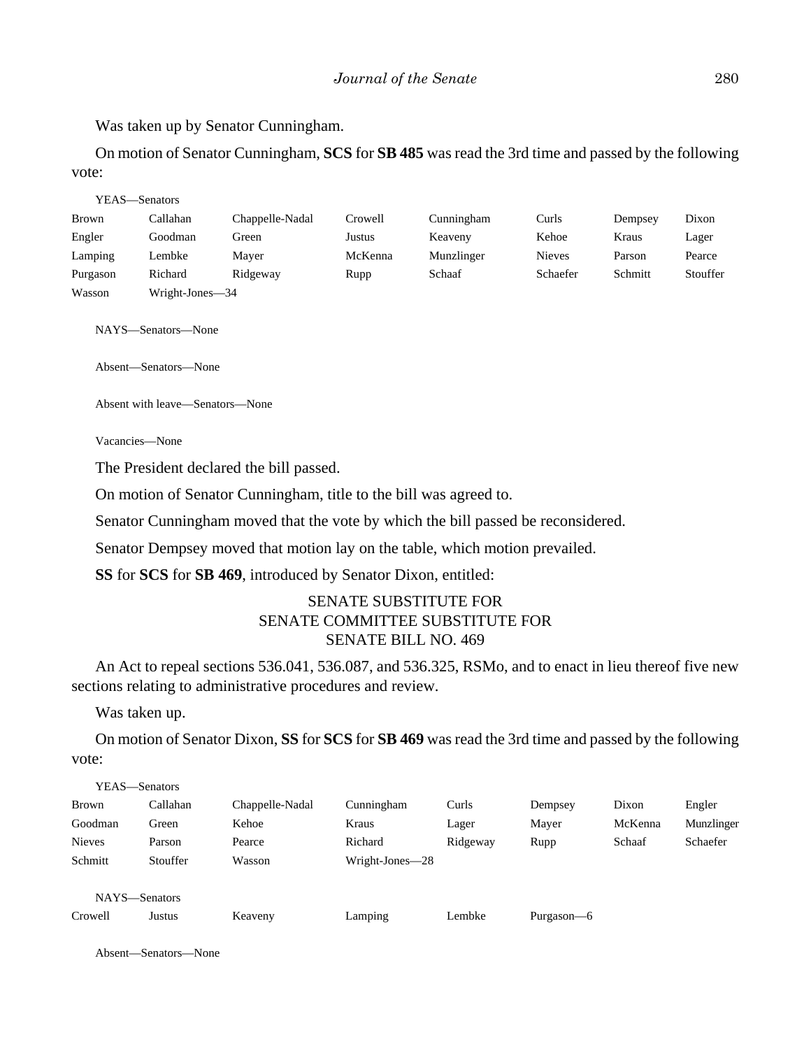Was taken up by Senator Cunningham.

On motion of Senator Cunningham, **SCS** for **SB 485** was read the 3rd time and passed by the following vote:

YEAS—Senators

| | | | | | | | |
|---|---|---|---|---|---|---|---|
| Brown | Callahan | Chappelle-Nadal | Crowell | Cunningham | Curls | Dempsey | Dixon |
| Engler | Goodman | Green | Justus | Keaveny | Kehoe | Kraus | Lager |
| Lamping | Lembke | Mayer | McKenna | Munzlinger | Nieves | Parson | Pearce |
| Purgason | Richard | Ridgeway | Rupp | Schaaf | Schaefer | Schmitt | Stouffer |
| Wasson | Wright-Jones—34 | | | | | | |

NAYS—Senators—None

Absent—Senators—None

Absent with leave—Senators—None

Vacancies—None

The President declared the bill passed.

On motion of Senator Cunningham, title to the bill was agreed to.

Senator Cunningham moved that the vote by which the bill passed be reconsidered.

Senator Dempsey moved that motion lay on the table, which motion prevailed.

**SS** for **SCS** for **SB 469**, introduced by Senator Dixon, entitled:

SENATE SUBSTITUTE FOR
SENATE COMMITTEE SUBSTITUTE FOR
SENATE BILL NO. 469

An Act to repeal sections 536.041, 536.087, and 536.325, RSMo, and to enact in lieu thereof five new sections relating to administrative procedures and review.

Was taken up.

On motion of Senator Dixon, **SS** for **SCS** for **SB 469** was read the 3rd time and passed by the following vote:

YEAS—Senators

| | | | | | | | |
|---|---|---|---|---|---|---|---|
| Brown | Callahan | Chappelle-Nadal | Cunningham | Curls | Dempsey | Dixon | Engler |
| Goodman | Green | Kehoe | Kraus | Lager | Mayer | McKenna | Munzlinger |
| Nieves | Parson | Pearce | Richard | Ridgeway | Rupp | Schaaf | Schaefer |
| Schmitt | Stouffer | Wasson | Wright-Jones—28 | | | | |

NAYS—Senators

| | | | | | |
|---|---|---|---|---|---|
| Crowell | Justus | Keaveny | Lamping | Lembke | Purgason—6 |

Absent—Senators—None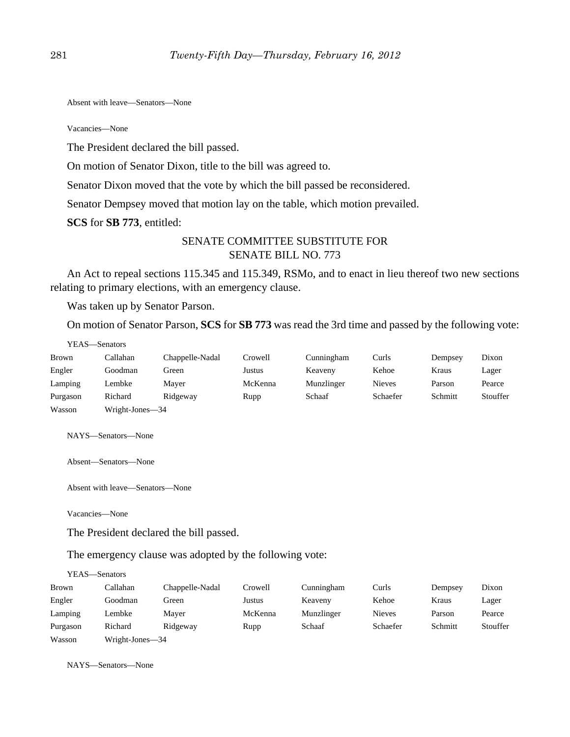Absent with leave—Senators—None

Vacancies—None

The President declared the bill passed.

On motion of Senator Dixon, title to the bill was agreed to.

Senator Dixon moved that the vote by which the bill passed be reconsidered.

Senator Dempsey moved that motion lay on the table, which motion prevailed.

**SCS** for **SB 773**, entitled:

SENATE COMMITTEE SUBSTITUTE FOR
SENATE BILL NO. 773

An Act to repeal sections 115.345 and 115.349, RSMo, and to enact in lieu thereof two new sections relating to primary elections, with an emergency clause.

Was taken up by Senator Parson.

On motion of Senator Parson, **SCS** for **SB 773** was read the 3rd time and passed by the following vote:

YEAS—Senators

| | | | | | | | |
|---|---|---|---|---|---|---|---|
| Brown | Callahan | Chappelle-Nadal | Crowell | Cunningham | Curls | Dempsey | Dixon |
| Engler | Goodman | Green | Justus | Keaveny | Kehoe | Kraus | Lager |
| Lamping | Lembke | Mayer | McKenna | Munzlinger | Nieves | Parson | Pearce |
| Purgason | Richard | Ridgeway | Rupp | Schaaf | Schaefer | Schmitt | Stouffer |
| Wasson | Wright-Jones—34 | | | | | | |

NAYS—Senators—None

Absent—Senators—None

Absent with leave—Senators—None

Vacancies—None

The President declared the bill passed.

The emergency clause was adopted by the following vote:

YEAS—Senators

| | | | | | | | |
|---|---|---|---|---|---|---|---|
| Brown | Callahan | Chappelle-Nadal | Crowell | Cunningham | Curls | Dempsey | Dixon |
| Engler | Goodman | Green | Justus | Keaveny | Kehoe | Kraus | Lager |
| Lamping | Lembke | Mayer | McKenna | Munzlinger | Nieves | Parson | Pearce |
| Purgason | Richard | Ridgeway | Rupp | Schaaf | Schaefer | Schmitt | Stouffer |
| Wasson | Wright-Jones—34 | | | | | | |

NAYS—Senators—None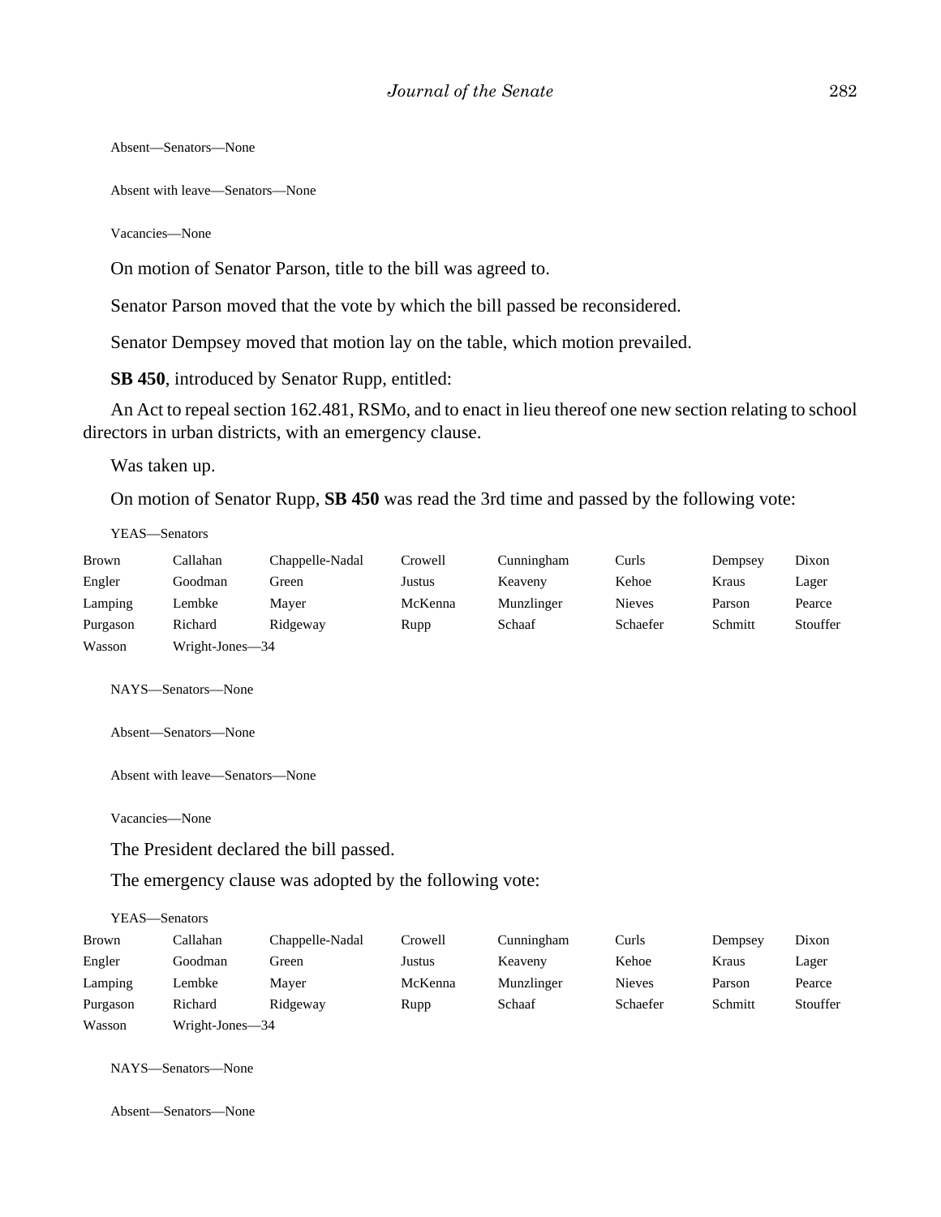Absent—Senators—None

Absent with leave—Senators—None

Vacancies—None

On motion of Senator Parson, title to the bill was agreed to.

Senator Parson moved that the vote by which the bill passed be reconsidered.

Senator Dempsey moved that motion lay on the table, which motion prevailed.

**SB 450**, introduced by Senator Rupp, entitled:

An Act to repeal section 162.481, RSMo, and to enact in lieu thereof one new section relating to school directors in urban districts, with an emergency clause.

Was taken up.

On motion of Senator Rupp, **SB 450** was read the 3rd time and passed by the following vote:

YEAS—Senators

| | | | | | | | |
|---|---|---|---|---|---|---|---|
| Brown | Callahan | Chappelle-Nadal | Crowell | Cunningham | Curls | Dempsey | Dixon |
| Engler | Goodman | Green | Justus | Keaveny | Kehoe | Kraus | Lager |
| Lamping | Lembke | Mayer | McKenna | Munzlinger | Nieves | Parson | Pearce |
| Purgason | Richard | Ridgeway | Rupp | Schaaf | Schaefer | Schmitt | Stouffer |
| Wasson | Wright-Jones—34 | | | | | | |

NAYS—Senators—None

Absent—Senators—None

Absent with leave—Senators—None

Vacancies—None

The President declared the bill passed.

The emergency clause was adopted by the following vote:

YEAS—Senators

| | | | | | | | |
|---|---|---|---|---|---|---|---|
| Brown | Callahan | Chappelle-Nadal | Crowell | Cunningham | Curls | Dempsey | Dixon |
| Engler | Goodman | Green | Justus | Keaveny | Kehoe | Kraus | Lager |
| Lamping | Lembke | Mayer | McKenna | Munzlinger | Nieves | Parson | Pearce |
| Purgason | Richard | Ridgeway | Rupp | Schaaf | Schaefer | Schmitt | Stouffer |
| Wasson | Wright-Jones—34 | | | | | | |

NAYS—Senators—None

Absent—Senators—None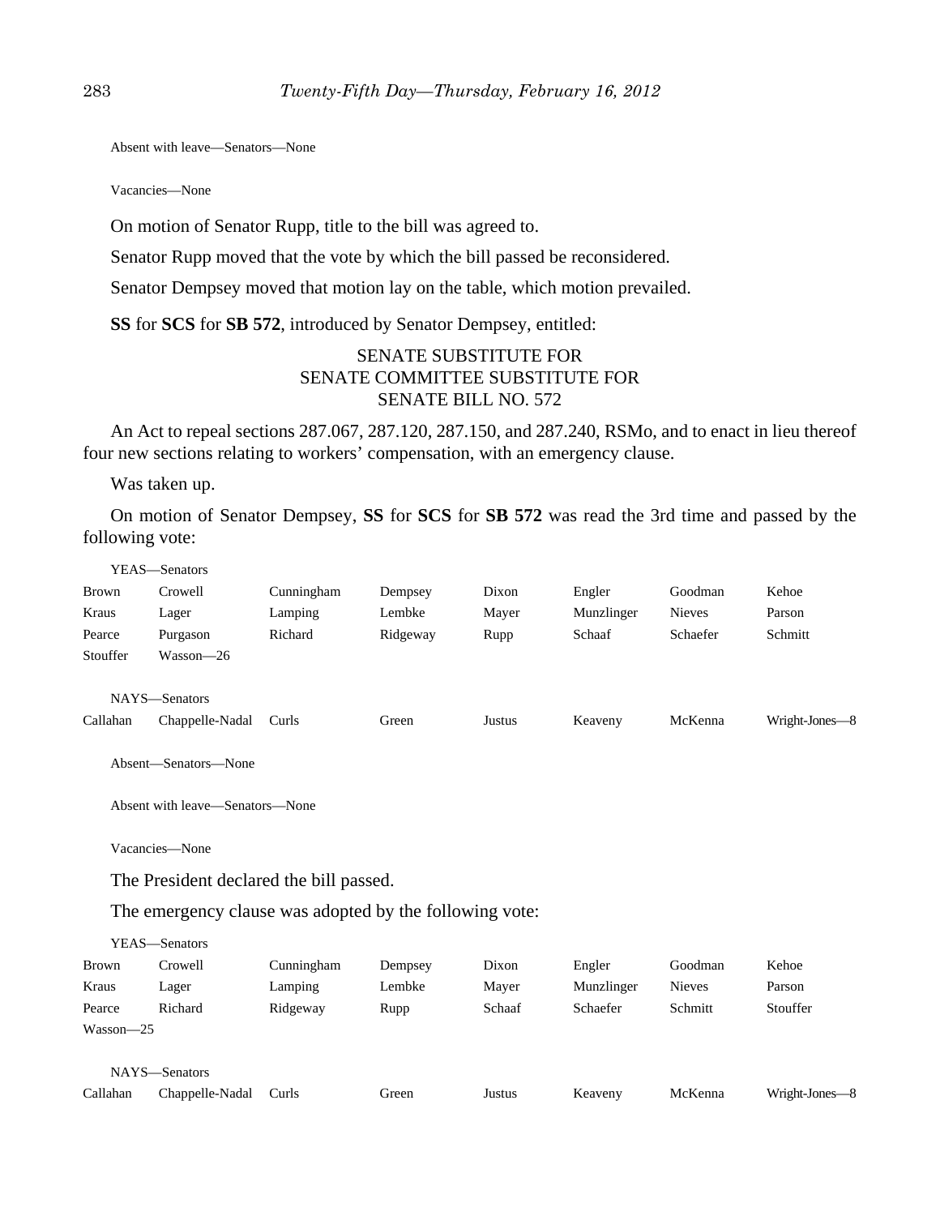Absent with leave—Senators—None

Vacancies—None

On motion of Senator Rupp, title to the bill was agreed to.

Senator Rupp moved that the vote by which the bill passed be reconsidered.

Senator Dempsey moved that motion lay on the table, which motion prevailed.

**SS** for **SCS** for **SB 572**, introduced by Senator Dempsey, entitled:

SENATE SUBSTITUTE FOR
SENATE COMMITTEE SUBSTITUTE FOR
SENATE BILL NO. 572

An Act to repeal sections 287.067, 287.120, 287.150, and 287.240, RSMo, and to enact in lieu thereof four new sections relating to workers' compensation, with an emergency clause.

Was taken up.

On motion of Senator Dempsey, **SS** for **SCS** for **SB 572** was read the 3rd time and passed by the following vote:

YEAS—Senators

| | | | | | | | |
|---|---|---|---|---|---|---|---|
| Brown | Crowell | Cunningham | Dempsey | Dixon | Engler | Goodman | Kehoe |
| Kraus | Lager | Lamping | Lembke | Mayer | Munzlinger | Nieves | Parson |
| Pearce | Purgason | Richard | Ridgeway | Rupp | Schaaf | Schaefer | Schmitt |
| Stouffer | Wasson—26 | | | | | | |

NAYS—Senators

| | | | | | | | |
|---|---|---|---|---|---|---|---|
| Callahan | Chappelle-Nadal | Curls | Green | Justus | Keaveny | McKenna | Wright-Jones—8 |

Absent—Senators—None

Absent with leave—Senators—None

Vacancies—None

The President declared the bill passed.

The emergency clause was adopted by the following vote:

YEAS—Senators

| | | | | | | | |
|---|---|---|---|---|---|---|---|
| Brown | Crowell | Cunningham | Dempsey | Dixon | Engler | Goodman | Kehoe |
| Kraus | Lager | Lamping | Lembke | Mayer | Munzlinger | Nieves | Parson |
| Pearce | Richard | Ridgeway | Rupp | Schaaf | Schaefer | Schmitt | Stouffer |
| Wasson—25 | | | | | | | |

NAYS—Senators

| | | | | | | | |
|---|---|---|---|---|---|---|---|
| Callahan | Chappelle-Nadal | Curls | Green | Justus | Keaveny | McKenna | Wright-Jones—8 |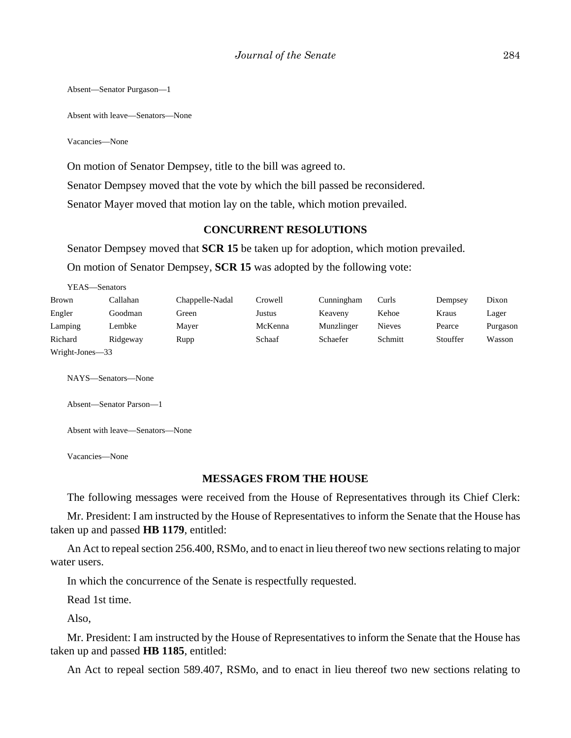Absent—Senator Purgason—1

Absent with leave—Senators—None

Vacancies—None

On motion of Senator Dempsey, title to the bill was agreed to.

Senator Dempsey moved that the vote by which the bill passed be reconsidered.

Senator Mayer moved that motion lay on the table, which motion prevailed.

## CONCURRENT RESOLUTIONS

Senator Dempsey moved that **SCR 15** be taken up for adoption, which motion prevailed.

On motion of Senator Dempsey, **SCR 15** was adopted by the following vote:

YEAS—Senators

| | | | | | | | |
|---|---|---|---|---|---|---|---|
| Brown | Callahan | Chappelle-Nadal | Crowell | Cunningham | Curls | Dempsey | Dixon |
| Engler | Goodman | Green | Justus | Keaveny | Kehoe | Kraus | Lager |
| Lamping | Lembke | Mayer | McKenna | Munzlinger | Nieves | Pearce | Purgason |
| Richard | Ridgeway | Rupp | Schaaf | Schaefer | Schmitt | Stouffer | Wasson |

Wright-Jones—33

NAYS—Senators—None

Absent—Senator Parson—1

Absent with leave—Senators—None

Vacancies—None

## MESSAGES FROM THE HOUSE

The following messages were received from the House of Representatives through its Chief Clerk:

Mr. President: I am instructed by the House of Representatives to inform the Senate that the House has taken up and passed **HB 1179**, entitled:

An Act to repeal section 256.400, RSMo, and to enact in lieu thereof two new sections relating to major water users.

In which the concurrence of the Senate is respectfully requested.

Read 1st time.

Also,

Mr. President: I am instructed by the House of Representatives to inform the Senate that the House has taken up and passed **HB 1185**, entitled:

An Act to repeal section 589.407, RSMo, and to enact in lieu thereof two new sections relating to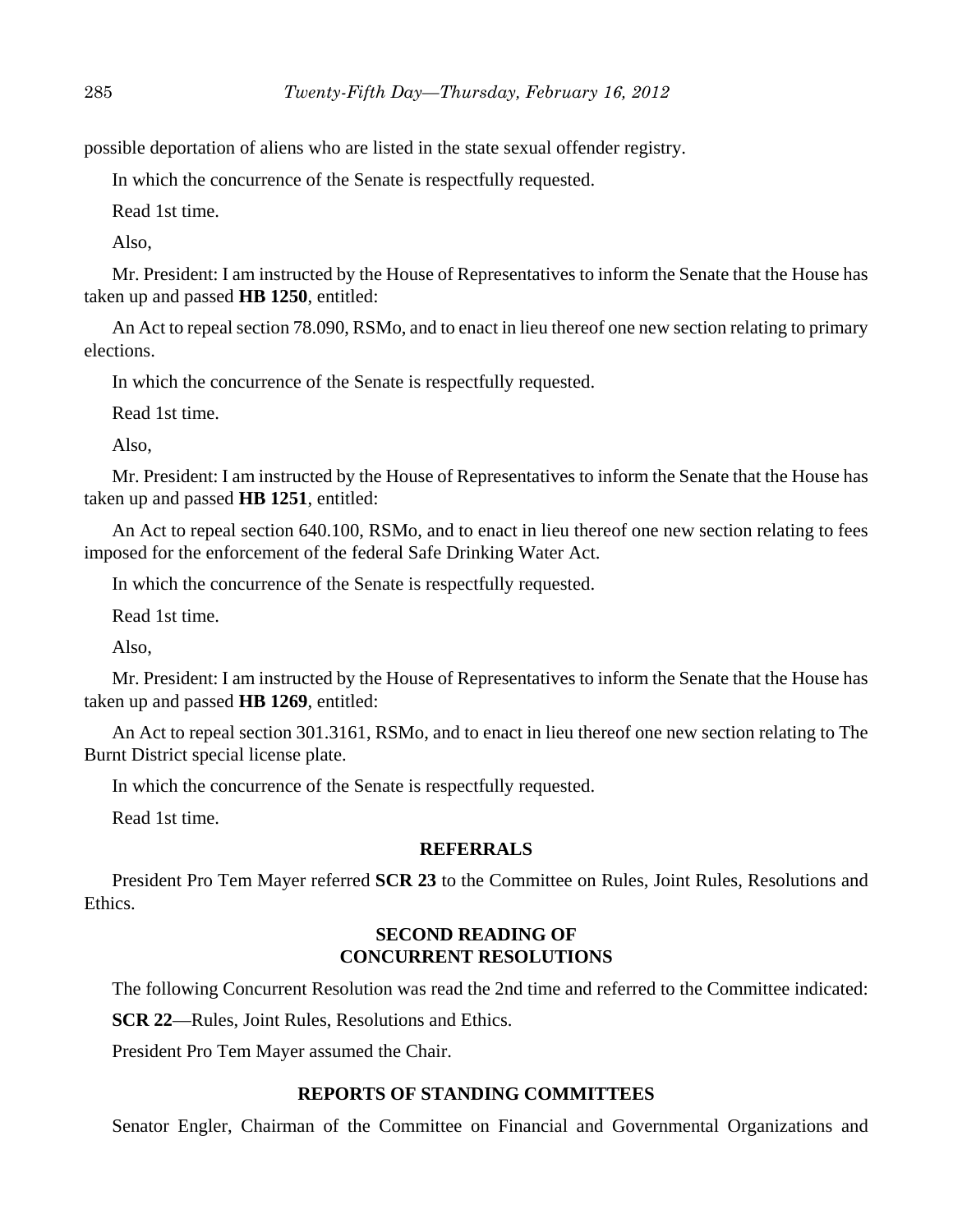possible deportation of aliens who are listed in the state sexual offender registry.

In which the concurrence of the Senate is respectfully requested.

Read 1st time.

Also,

Mr. President: I am instructed by the House of Representatives to inform the Senate that the House has taken up and passed **HB 1250**, entitled:

An Act to repeal section 78.090, RSMo, and to enact in lieu thereof one new section relating to primary elections.

In which the concurrence of the Senate is respectfully requested.

Read 1st time.

Also,

Mr. President: I am instructed by the House of Representatives to inform the Senate that the House has taken up and passed **HB 1251**, entitled:

An Act to repeal section 640.100, RSMo, and to enact in lieu thereof one new section relating to fees imposed for the enforcement of the federal Safe Drinking Water Act.

In which the concurrence of the Senate is respectfully requested.

Read 1st time.

Also,

Mr. President: I am instructed by the House of Representatives to inform the Senate that the House has taken up and passed **HB 1269**, entitled:

An Act to repeal section 301.3161, RSMo, and to enact in lieu thereof one new section relating to The Burnt District special license plate.

In which the concurrence of the Senate is respectfully requested.

Read 1st time.

## REFERRALS

President Pro Tem Mayer referred **SCR 23** to the Committee on Rules, Joint Rules, Resolutions and Ethics.

## SECOND READING OF CONCURRENT RESOLUTIONS

The following Concurrent Resolution was read the 2nd time and referred to the Committee indicated:

**SCR 22**—Rules, Joint Rules, Resolutions and Ethics.

President Pro Tem Mayer assumed the Chair.

## REPORTS OF STANDING COMMITTEES

Senator Engler, Chairman of the Committee on Financial and Governmental Organizations and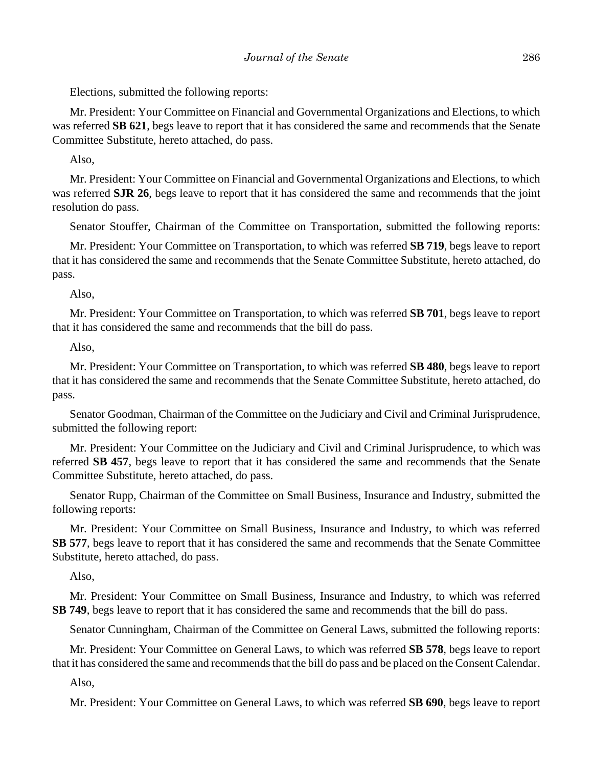Elections, submitted the following reports:

Mr. President: Your Committee on Financial and Governmental Organizations and Elections, to which was referred **SB 621**, begs leave to report that it has considered the same and recommends that the Senate Committee Substitute, hereto attached, do pass.

Also,

Mr. President: Your Committee on Financial and Governmental Organizations and Elections, to which was referred **SJR 26**, begs leave to report that it has considered the same and recommends that the joint resolution do pass.

Senator Stouffer, Chairman of the Committee on Transportation, submitted the following reports:

Mr. President: Your Committee on Transportation, to which was referred **SB 719**, begs leave to report that it has considered the same and recommends that the Senate Committee Substitute, hereto attached, do pass.

Also,

Mr. President: Your Committee on Transportation, to which was referred **SB 701**, begs leave to report that it has considered the same and recommends that the bill do pass.

Also,

Mr. President: Your Committee on Transportation, to which was referred **SB 480**, begs leave to report that it has considered the same and recommends that the Senate Committee Substitute, hereto attached, do pass.

Senator Goodman, Chairman of the Committee on the Judiciary and Civil and Criminal Jurisprudence, submitted the following report:

Mr. President: Your Committee on the Judiciary and Civil and Criminal Jurisprudence, to which was referred **SB 457**, begs leave to report that it has considered the same and recommends that the Senate Committee Substitute, hereto attached, do pass.

Senator Rupp, Chairman of the Committee on Small Business, Insurance and Industry, submitted the following reports:

Mr. President: Your Committee on Small Business, Insurance and Industry, to which was referred **SB 577**, begs leave to report that it has considered the same and recommends that the Senate Committee Substitute, hereto attached, do pass.

Also,

Mr. President: Your Committee on Small Business, Insurance and Industry, to which was referred **SB 749**, begs leave to report that it has considered the same and recommends that the bill do pass.

Senator Cunningham, Chairman of the Committee on General Laws, submitted the following reports:

Mr. President: Your Committee on General Laws, to which was referred **SB 578**, begs leave to report that it has considered the same and recommends that the bill do pass and be placed on the Consent Calendar.

Also,

Mr. President: Your Committee on General Laws, to which was referred **SB 690**, begs leave to report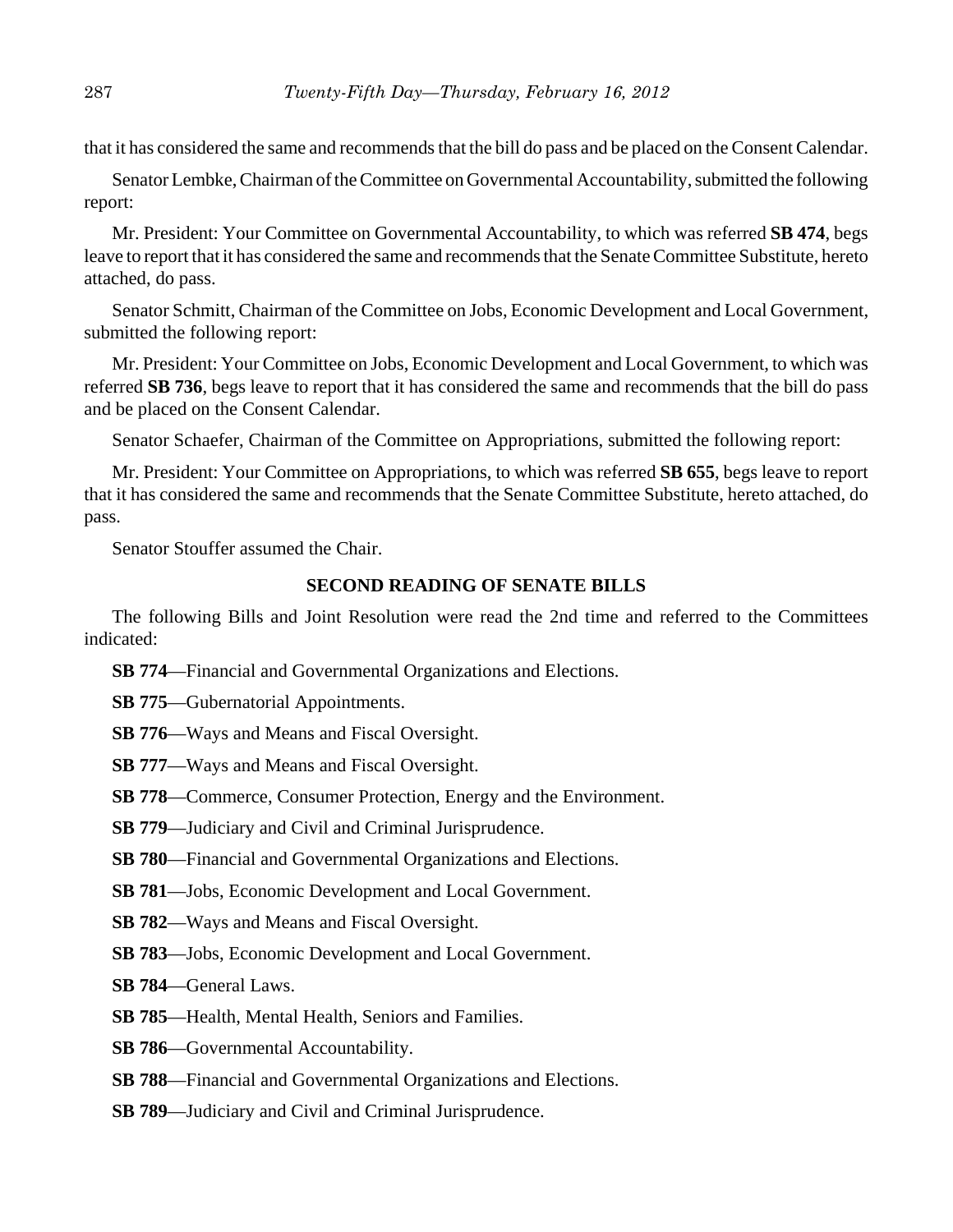that it has considered the same and recommends that the bill do pass and be placed on the Consent Calendar.

Senator Lembke, Chairman of the Committee on Governmental Accountability, submitted the following report:

Mr. President: Your Committee on Governmental Accountability, to which was referred **SB 474**, begs leave to report that it has considered the same and recommends that the Senate Committee Substitute, hereto attached, do pass.

Senator Schmitt, Chairman of the Committee on Jobs, Economic Development and Local Government, submitted the following report:

Mr. President: Your Committee on Jobs, Economic Development and Local Government, to which was referred **SB 736**, begs leave to report that it has considered the same and recommends that the bill do pass and be placed on the Consent Calendar.

Senator Schaefer, Chairman of the Committee on Appropriations, submitted the following report:

Mr. President: Your Committee on Appropriations, to which was referred **SB 655**, begs leave to report that it has considered the same and recommends that the Senate Committee Substitute, hereto attached, do pass.

Senator Stouffer assumed the Chair.

## SECOND READING OF SENATE BILLS

The following Bills and Joint Resolution were read the 2nd time and referred to the Committees indicated:

**SB 774**—Financial and Governmental Organizations and Elections.

**SB 775**—Gubernatorial Appointments.

**SB 776**—Ways and Means and Fiscal Oversight.

**SB 777**—Ways and Means and Fiscal Oversight.

**SB 778**—Commerce, Consumer Protection, Energy and the Environment.

**SB 779**—Judiciary and Civil and Criminal Jurisprudence.

**SB 780**—Financial and Governmental Organizations and Elections.

**SB 781**—Jobs, Economic Development and Local Government.

**SB 782**—Ways and Means and Fiscal Oversight.

**SB 783**—Jobs, Economic Development and Local Government.

**SB 784**—General Laws.

**SB 785**—Health, Mental Health, Seniors and Families.

**SB 786**—Governmental Accountability.

**SB 788**—Financial and Governmental Organizations and Elections.

**SB 789**—Judiciary and Civil and Criminal Jurisprudence.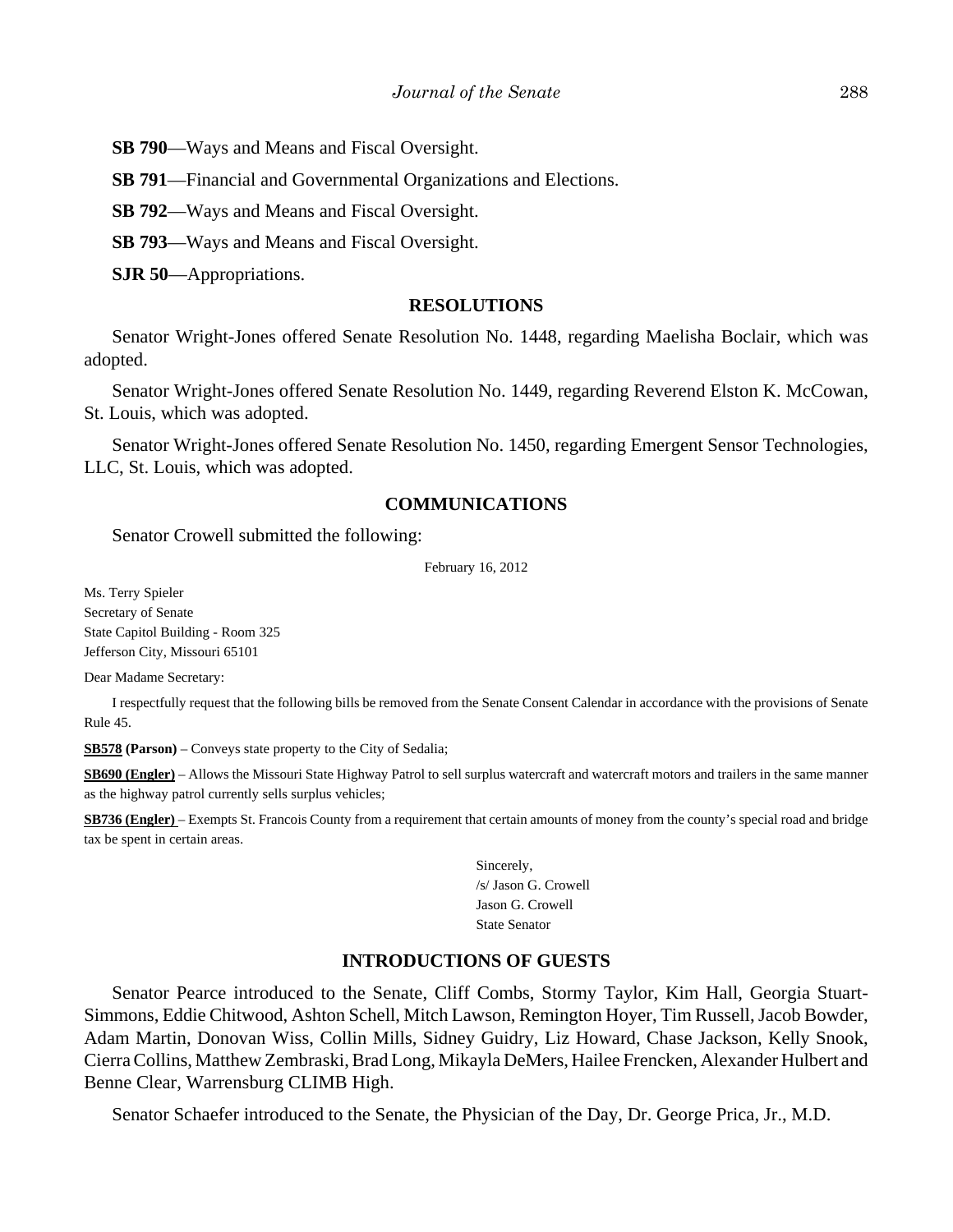**SB 790**—Ways and Means and Fiscal Oversight.

**SB 791**—Financial and Governmental Organizations and Elections.

**SB 792**—Ways and Means and Fiscal Oversight.

**SB 793**—Ways and Means and Fiscal Oversight.

**SJR 50**—Appropriations.

## RESOLUTIONS

Senator Wright-Jones offered Senate Resolution No. 1448, regarding Maelisha Boclair, which was adopted.

Senator Wright-Jones offered Senate Resolution No. 1449, regarding Reverend Elston K. McCowan, St. Louis, which was adopted.

Senator Wright-Jones offered Senate Resolution No. 1450, regarding Emergent Sensor Technologies, LLC, St. Louis, which was adopted.

## COMMUNICATIONS

Senator Crowell submitted the following:

February 16, 2012

Ms. Terry Spieler
Secretary of Senate
State Capitol Building - Room 325
Jefferson City, Missouri 65101

Dear Madame Secretary:

I respectfully request that the following bills be removed from the Senate Consent Calendar in accordance with the provisions of Senate Rule 45.

**SB578 (Parson)** – Conveys state property to the City of Sedalia;

**SB690 (Engler)** – Allows the Missouri State Highway Patrol to sell surplus watercraft and watercraft motors and trailers in the same manner as the highway patrol currently sells surplus vehicles;

**SB736 (Engler)** – Exempts St. Francois County from a requirement that certain amounts of money from the county's special road and bridge tax be spent in certain areas.

Sincerely,
/s/ Jason G. Crowell
Jason G. Crowell
State Senator

## INTRODUCTIONS OF GUESTS

Senator Pearce introduced to the Senate, Cliff Combs, Stormy Taylor, Kim Hall, Georgia Stuart-Simmons, Eddie Chitwood, Ashton Schell, Mitch Lawson, Remington Hoyer, Tim Russell, Jacob Bowder, Adam Martin, Donovan Wiss, Collin Mills, Sidney Guidry, Liz Howard, Chase Jackson, Kelly Snook, Cierra Collins, Matthew Zembraski, Brad Long, Mikayla DeMers, Hailee Frencken, Alexander Hulbert and Benne Clear, Warrensburg CLIMB High.

Senator Schaefer introduced to the Senate, the Physician of the Day, Dr. George Prica, Jr., M.D.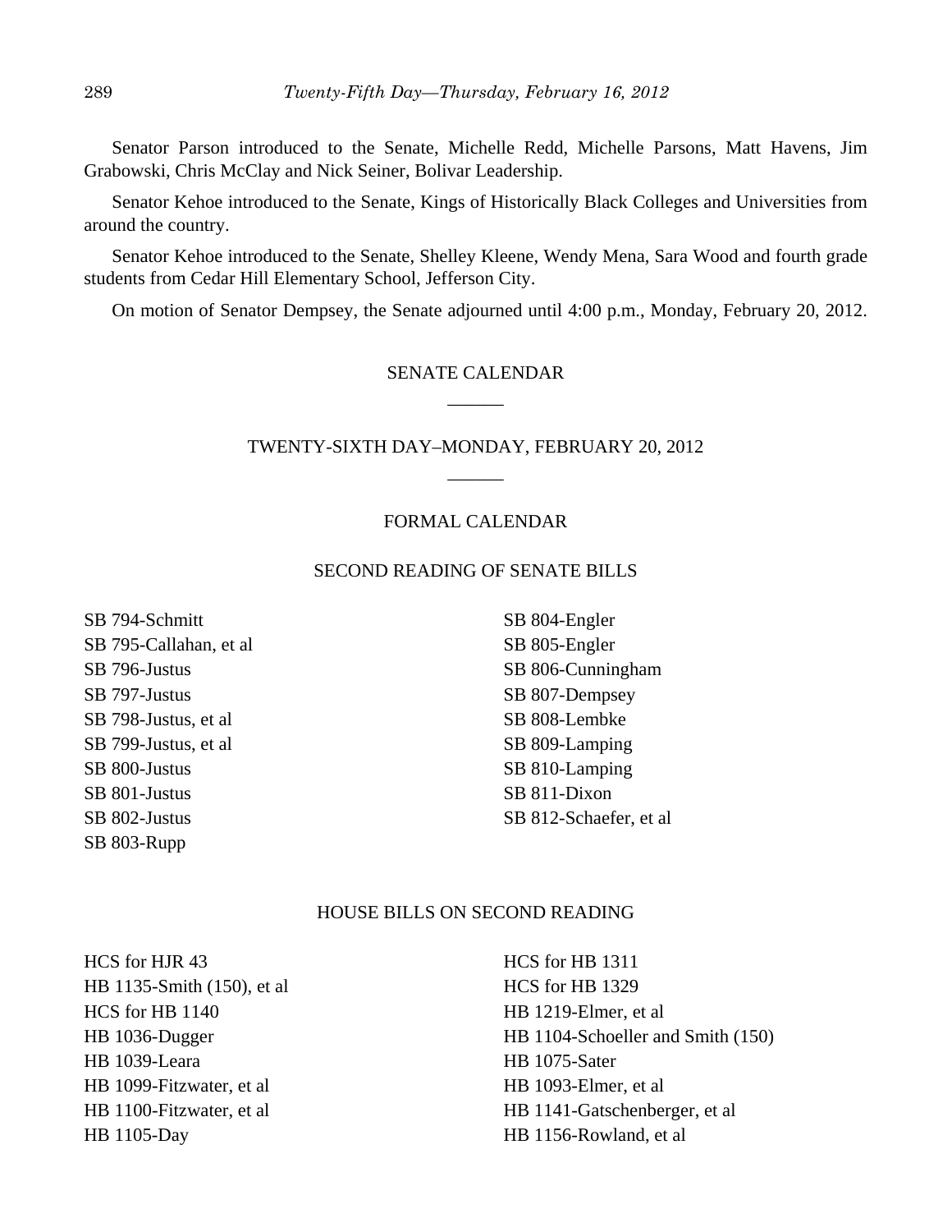Senator Parson introduced to the Senate, Michelle Redd, Michelle Parsons, Matt Havens, Jim Grabowski, Chris McClay and Nick Seiner, Bolivar Leadership.

Senator Kehoe introduced to the Senate, Kings of Historically Black Colleges and Universities from around the country.

Senator Kehoe introduced to the Senate, Shelley Kleene, Wendy Mena, Sara Wood and fourth grade students from Cedar Hill Elementary School, Jefferson City.

On motion of Senator Dempsey, the Senate adjourned until 4:00 p.m., Monday, February 20, 2012.

## SENATE CALENDAR

## TWENTY-SIXTH DAY–MONDAY, FEBRUARY 20, 2012

## FORMAL CALENDAR

### SECOND READING OF SENATE BILLS

SB 794-Schmitt
SB 795-Callahan, et al
SB 796-Justus
SB 797-Justus
SB 798-Justus, et al
SB 799-Justus, et al
SB 800-Justus
SB 801-Justus
SB 802-Justus
SB 803-Rupp
SB 804-Engler
SB 805-Engler
SB 806-Cunningham
SB 807-Dempsey
SB 808-Lembke
SB 809-Lamping
SB 810-Lamping
SB 811-Dixon
SB 812-Schaefer, et al

### HOUSE BILLS ON SECOND READING

HCS for HJR 43
HB 1135-Smith (150), et al
HCS for HB 1140
HB 1036-Dugger
HB 1039-Leara
HB 1099-Fitzwater, et al
HB 1100-Fitzwater, et al
HB 1105-Day
HCS for HB 1311
HCS for HB 1329
HB 1219-Elmer, et al
HB 1104-Schoeller and Smith (150)
HB 1075-Sater
HB 1093-Elmer, et al
HB 1141-Gatschenberger, et al
HB 1156-Rowland, et al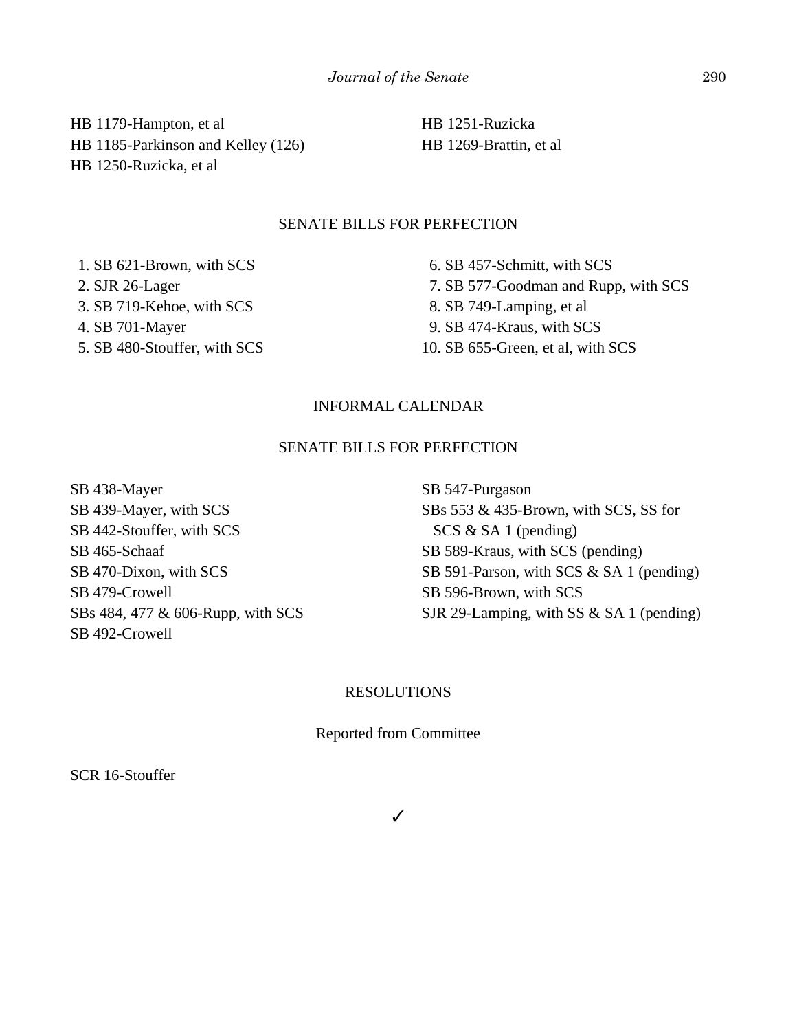HB 1179-Hampton, et al
HB 1185-Parkinson and Kelley (126)
HB 1250-Ruzicka, et al
HB 1251-Ruzicka
HB 1269-Brattin, et al

## SENATE BILLS FOR PERFECTION

1. SB 621-Brown, with SCS
2. SJR 26-Lager
3. SB 719-Kehoe, with SCS
4. SB 701-Mayer
5. SB 480-Stouffer, with SCS
6. SB 457-Schmitt, with SCS
7. SB 577-Goodman and Rupp, with SCS
8. SB 749-Lamping, et al
9. SB 474-Kraus, with SCS
10. SB 655-Green, et al, with SCS

## INFORMAL CALENDAR

## SENATE BILLS FOR PERFECTION

SB 438-Mayer
SB 439-Mayer, with SCS
SB 442-Stouffer, with SCS
SB 465-Schaaf
SB 470-Dixon, with SCS
SB 479-Crowell
SBs 484, 477 & 606-Rupp, with SCS
SB 492-Crowell
SB 547-Purgason
SBs 553 & 435-Brown, with SCS, SS for SCS & SA 1 (pending)
SB 589-Kraus, with SCS (pending)
SB 591-Parson, with SCS & SA 1 (pending)
SB 596-Brown, with SCS
SJR 29-Lamping, with SS & SA 1 (pending)

## RESOLUTIONS

Reported from Committee

SCR 16-Stouffer

✓